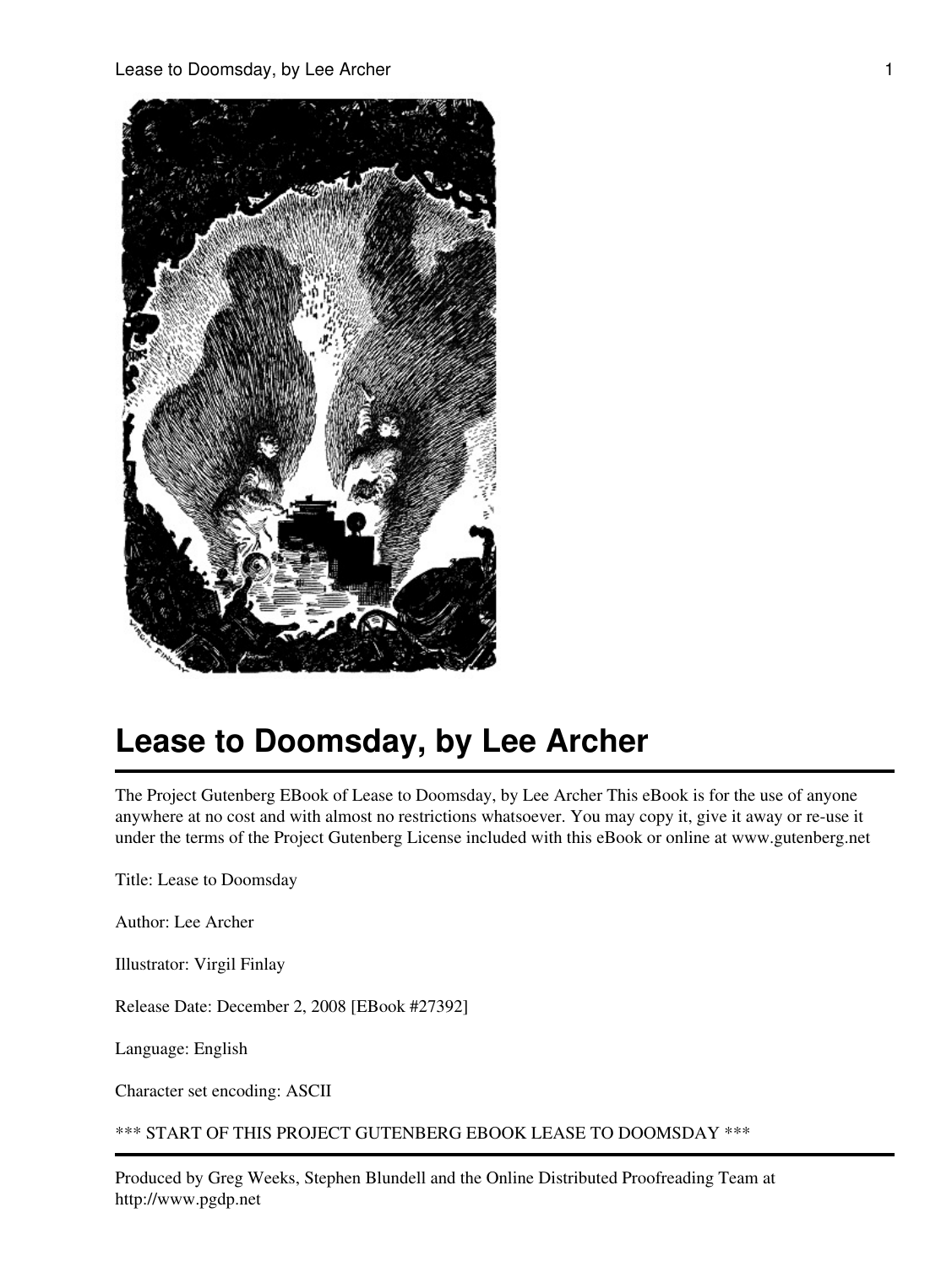# Lease to Doomsday, by Lee Archer

The Project Gutenberg EBook of Lease to Doomsday, by Lee Archer This eBook is for the use of anyone anywhere at no cost and with almost no restrictions whatsoever. You may copy it, give it away or re-use it under the terms of the Project Gutenberg License included with this eBook or online at www.gutenberg.net

Title: Lease to Doomsday

Author: Lee Archer

Illustrator: Virgil Finlay

Release Date: December 2, 2008 [EBook #27392]

Language: English

Character set encoding: ASCII

*** START OF THIS PROJECT GUTENBERG EBOOK LEASE TO DOOMSDAY ***

---

Produced by Greg Weeks, Stephen Blundell and the Online Distributed Proofreading Team at http://www.pgdp.net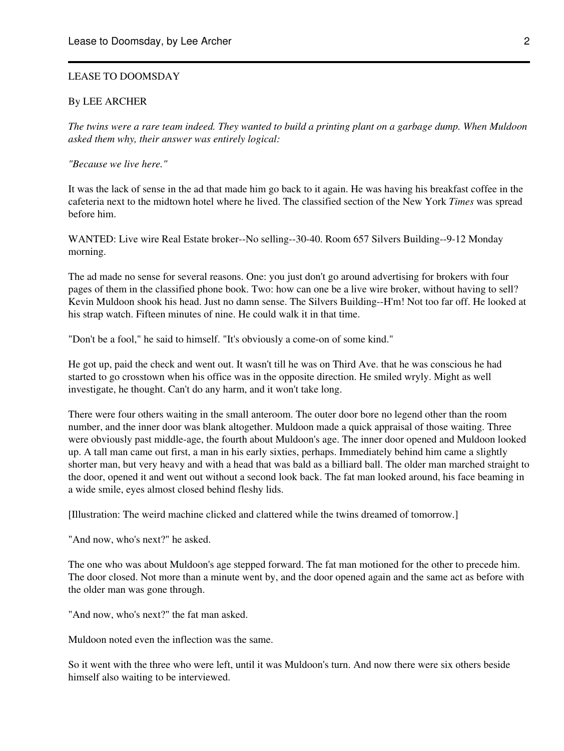LEASE TO DOOMSDAY

By LEE ARCHER

*The twins were a rare team indeed. They wanted to build a printing plant on a garbage dump. When Muldoon asked them why, their answer was entirely logical:*

*"Because we live here."*

It was the lack of sense in the ad that made him go back to it again. He was having his breakfast coffee in the cafeteria next to the midtown hotel where he lived. The classified section of the New York *Times* was spread before him.

WANTED: Live wire Real Estate broker--No selling--30-40. Room 657 Silvers Building--9-12 Monday morning.

The ad made no sense for several reasons. One: you just don't go around advertising for brokers with four pages of them in the classified phone book. Two: how can one be a live wire broker, without having to sell? Kevin Muldoon shook his head. Just no damn sense. The Silvers Building--H'm! Not too far off. He looked at his strap watch. Fifteen minutes of nine. He could walk it in that time.

"Don't be a fool," he said to himself. "It's obviously a come-on of some kind."

He got up, paid the check and went out. It wasn't till he was on Third Ave. that he was conscious he had started to go crosstown when his office was in the opposite direction. He smiled wryly. Might as well investigate, he thought. Can't do any harm, and it won't take long.

There were four others waiting in the small anteroom. The outer door bore no legend other than the room number, and the inner door was blank altogether. Muldoon made a quick appraisal of those waiting. Three were obviously past middle-age, the fourth about Muldoon's age. The inner door opened and Muldoon looked up. A tall man came out first, a man in his early sixties, perhaps. Immediately behind him came a slightly shorter man, but very heavy and with a head that was bald as a billiard ball. The older man marched straight to the door, opened it and went out without a second look back. The fat man looked around, his face beaming in a wide smile, eyes almost closed behind fleshy lids.

[Illustration: The weird machine clicked and clattered while the twins dreamed of tomorrow.]

"And now, who's next?" he asked.

The one who was about Muldoon's age stepped forward. The fat man motioned for the other to precede him. The door closed. Not more than a minute went by, and the door opened again and the same act as before with the older man was gone through.

"And now, who's next?" the fat man asked.

Muldoon noted even the inflection was the same.

So it went with the three who were left, until it was Muldoon's turn. And now there were six others beside himself also waiting to be interviewed.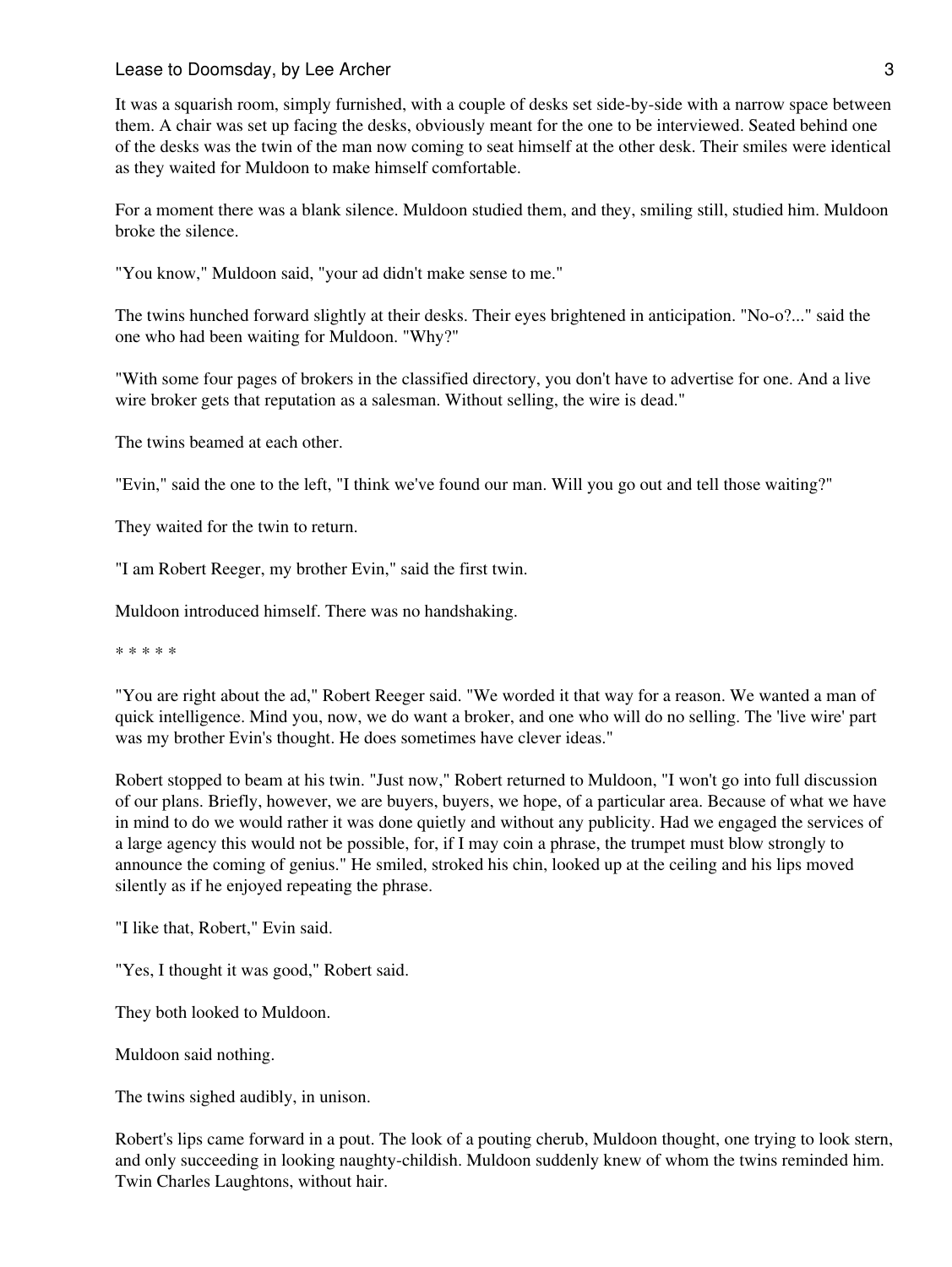It was a squarish room, simply furnished, with a couple of desks set side-by-side with a narrow space between them. A chair was set up facing the desks, obviously meant for the one to be interviewed. Seated behind one of the desks was the twin of the man now coming to seat himself at the other desk. Their smiles were identical as they waited for Muldoon to make himself comfortable.

For a moment there was a blank silence. Muldoon studied them, and they, smiling still, studied him. Muldoon broke the silence.

"You know," Muldoon said, "your ad didn't make sense to me."

The twins hunched forward slightly at their desks. Their eyes brightened in anticipation. "No-o?..." said the one who had been waiting for Muldoon. "Why?"

"With some four pages of brokers in the classified directory, you don't have to advertise for one. And a live wire broker gets that reputation as a salesman. Without selling, the wire is dead."

The twins beamed at each other.

"Evin," said the one to the left, "I think we've found our man. Will you go out and tell those waiting?"

They waited for the twin to return.

"I am Robert Reeger, my brother Evin," said the first twin.

Muldoon introduced himself. There was no handshaking.

\* \* \* \* \*

"You are right about the ad," Robert Reeger said. "We worded it that way for a reason. We wanted a man of quick intelligence. Mind you, now, we do want a broker, and one who will do no selling. The 'live wire' part was my brother Evin's thought. He does sometimes have clever ideas."

Robert stopped to beam at his twin. "Just now," Robert returned to Muldoon, "I won't go into full discussion of our plans. Briefly, however, we are buyers, buyers, we hope, of a particular area. Because of what we have in mind to do we would rather it was done quietly and without any publicity. Had we engaged the services of a large agency this would not be possible, for, if I may coin a phrase, the trumpet must blow strongly to announce the coming of genius." He smiled, stroked his chin, looked up at the ceiling and his lips moved silently as if he enjoyed repeating the phrase.

"I like that, Robert," Evin said.

"Yes, I thought it was good," Robert said.

They both looked to Muldoon.

Muldoon said nothing.

The twins sighed audibly, in unison.

Robert's lips came forward in a pout. The look of a pouting cherub, Muldoon thought, one trying to look stern, and only succeeding in looking naughty-childish. Muldoon suddenly knew of whom the twins reminded him. Twin Charles Laughtons, without hair.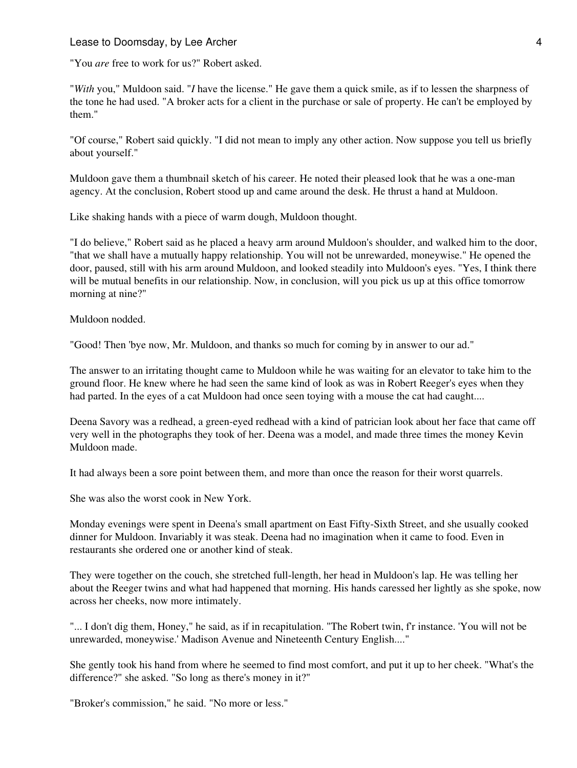"You *are* free to work for us?" Robert asked.

"*With* you," Muldoon said. "*I* have the license." He gave them a quick smile, as if to lessen the sharpness of the tone he had used. "A broker acts for a client in the purchase or sale of property. He can't be employed by them."

"Of course," Robert said quickly. "I did not mean to imply any other action. Now suppose you tell us briefly about yourself."

Muldoon gave them a thumbnail sketch of his career. He noted their pleased look that he was a one-man agency. At the conclusion, Robert stood up and came around the desk. He thrust a hand at Muldoon.

Like shaking hands with a piece of warm dough, Muldoon thought.

"I do believe," Robert said as he placed a heavy arm around Muldoon's shoulder, and walked him to the door, "that we shall have a mutually happy relationship. You will not be unrewarded, moneywise." He opened the door, paused, still with his arm around Muldoon, and looked steadily into Muldoon's eyes. "Yes, I think there will be mutual benefits in our relationship. Now, in conclusion, will you pick us up at this office tomorrow morning at nine?"

Muldoon nodded.

"Good! Then 'bye now, Mr. Muldoon, and thanks so much for coming by in answer to our ad."

The answer to an irritating thought came to Muldoon while he was waiting for an elevator to take him to the ground floor. He knew where he had seen the same kind of look as was in Robert Reeger's eyes when they had parted. In the eyes of a cat Muldoon had once seen toying with a mouse the cat had caught....

Deena Savory was a redhead, a green-eyed redhead with a kind of patrician look about her face that came off very well in the photographs they took of her. Deena was a model, and made three times the money Kevin Muldoon made.

It had always been a sore point between them, and more than once the reason for their worst quarrels.

She was also the worst cook in New York.

Monday evenings were spent in Deena's small apartment on East Fifty-Sixth Street, and she usually cooked dinner for Muldoon. Invariably it was steak. Deena had no imagination when it came to food. Even in restaurants she ordered one or another kind of steak.

They were together on the couch, she stretched full-length, her head in Muldoon's lap. He was telling her about the Reeger twins and what had happened that morning. His hands caressed her lightly as she spoke, now across her cheeks, now more intimately.

"... I don't dig them, Honey," he said, as if in recapitulation. "The Robert twin, f'r instance. 'You will not be unrewarded, moneywise.' Madison Avenue and Nineteenth Century English...."

She gently took his hand from where he seemed to find most comfort, and put it up to her cheek. "What's the difference?" she asked. "So long as there's money in it?"

"Broker's commission," he said. "No more or less."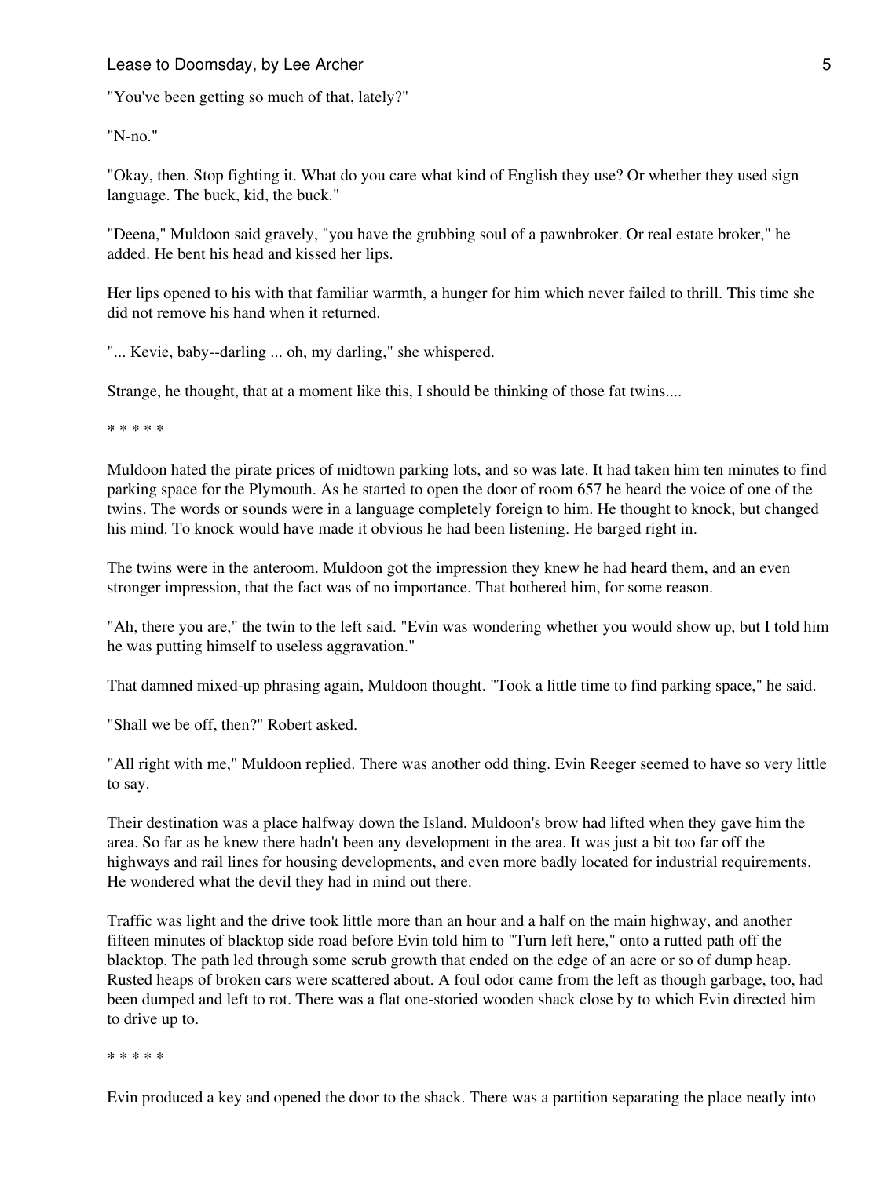"You've been getting so much of that, lately?"

"N-no."

"Okay, then. Stop fighting it. What do you care what kind of English they use? Or whether they used sign language. The buck, kid, the buck."

"Deena," Muldoon said gravely, "you have the grubbing soul of a pawnbroker. Or real estate broker," he added. He bent his head and kissed her lips.

Her lips opened to his with that familiar warmth, a hunger for him which never failed to thrill. This time she did not remove his hand when it returned.

"... Kevie, baby--darling ... oh, my darling," she whispered.

Strange, he thought, that at a moment like this, I should be thinking of those fat twins....

* * * * *

Muldoon hated the pirate prices of midtown parking lots, and so was late. It had taken him ten minutes to find parking space for the Plymouth. As he started to open the door of room 657 he heard the voice of one of the twins. The words or sounds were in a language completely foreign to him. He thought to knock, but changed his mind. To knock would have made it obvious he had been listening. He barged right in.

The twins were in the anteroom. Muldoon got the impression they knew he had heard them, and an even stronger impression, that the fact was of no importance. That bothered him, for some reason.

"Ah, there you are," the twin to the left said. "Evin was wondering whether you would show up, but I told him he was putting himself to useless aggravation."

That damned mixed-up phrasing again, Muldoon thought. "Took a little time to find parking space," he said.

"Shall we be off, then?" Robert asked.

"All right with me," Muldoon replied. There was another odd thing. Evin Reeger seemed to have so very little to say.

Their destination was a place halfway down the Island. Muldoon's brow had lifted when they gave him the area. So far as he knew there hadn't been any development in the area. It was just a bit too far off the highways and rail lines for housing developments, and even more badly located for industrial requirements. He wondered what the devil they had in mind out there.

Traffic was light and the drive took little more than an hour and a half on the main highway, and another fifteen minutes of blacktop side road before Evin told him to "Turn left here," onto a rutted path off the blacktop. The path led through some scrub growth that ended on the edge of an acre or so of dump heap. Rusted heaps of broken cars were scattered about. A foul odor came from the left as though garbage, too, had been dumped and left to rot. There was a flat one-storied wooden shack close by to which Evin directed him to drive up to.

* * * * *

Evin produced a key and opened the door to the shack. There was a partition separating the place neatly into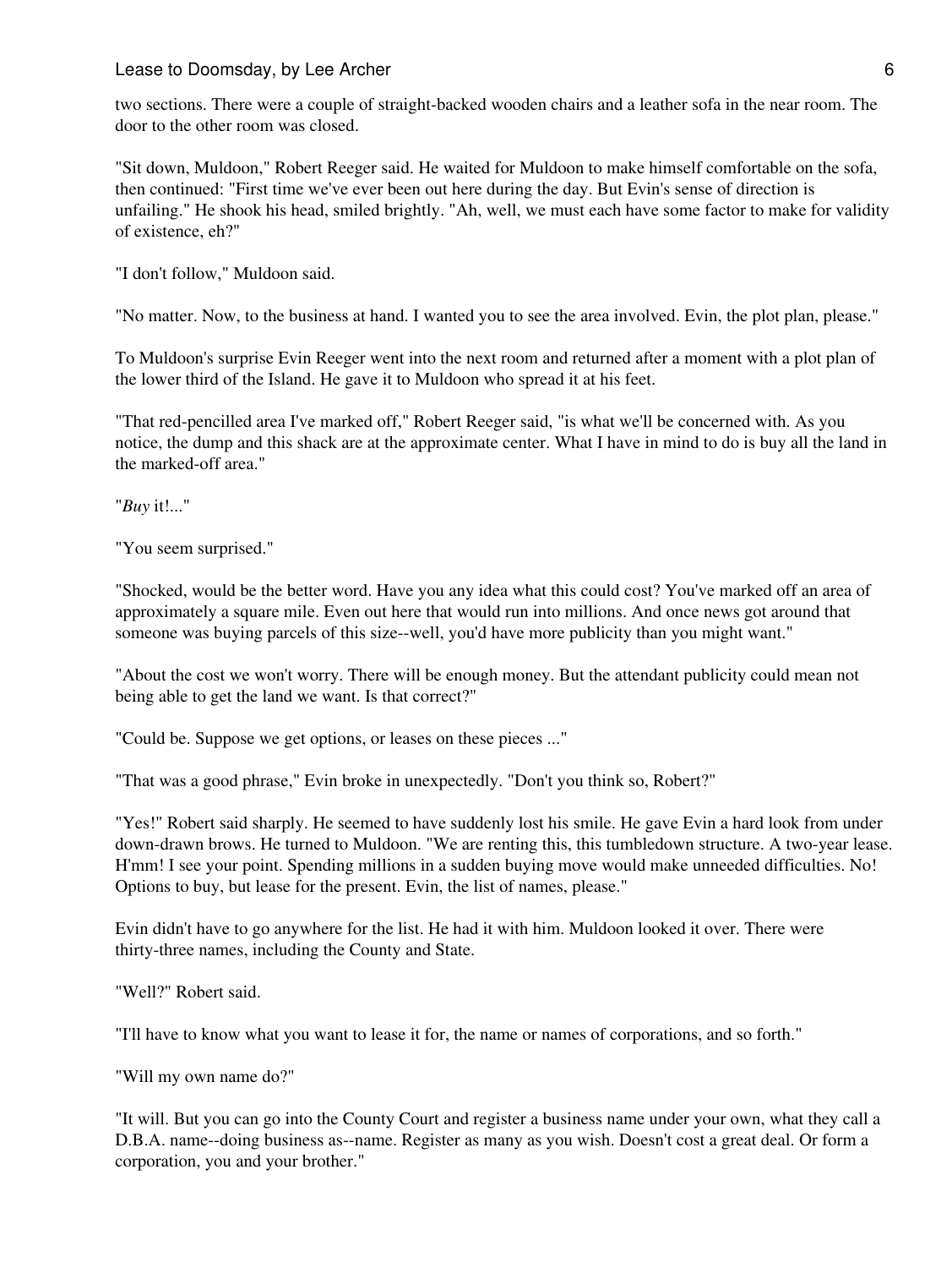two sections. There were a couple of straight-backed wooden chairs and a leather sofa in the near room. The door to the other room was closed.

"Sit down, Muldoon," Robert Reeger said. He waited for Muldoon to make himself comfortable on the sofa, then continued: "First time we've ever been out here during the day. But Evin's sense of direction is unfailing." He shook his head, smiled brightly. "Ah, well, we must each have some factor to make for validity of existence, eh?"

"I don't follow," Muldoon said.

"No matter. Now, to the business at hand. I wanted you to see the area involved. Evin, the plot plan, please."

To Muldoon's surprise Evin Reeger went into the next room and returned after a moment with a plot plan of the lower third of the Island. He gave it to Muldoon who spread it at his feet.

"That red-pencilled area I've marked off," Robert Reeger said, "is what we'll be concerned with. As you notice, the dump and this shack are at the approximate center. What I have in mind to do is buy all the land in the marked-off area."

"*Buy* it!..."

"You seem surprised."

"Shocked, would be the better word. Have you any idea what this could cost? You've marked off an area of approximately a square mile. Even out here that would run into millions. And once news got around that someone was buying parcels of this size--well, you'd have more publicity than you might want."

"About the cost we won't worry. There will be enough money. But the attendant publicity could mean not being able to get the land we want. Is that correct?"

"Could be. Suppose we get options, or leases on these pieces ..."

"That was a good phrase," Evin broke in unexpectedly. "Don't you think so, Robert?"

"Yes!" Robert said sharply. He seemed to have suddenly lost his smile. He gave Evin a hard look from under down-drawn brows. He turned to Muldoon. "We are renting this, this tumbledown structure. A two-year lease. H'mm! I see your point. Spending millions in a sudden buying move would make unneeded difficulties. No! Options to buy, but lease for the present. Evin, the list of names, please."

Evin didn't have to go anywhere for the list. He had it with him. Muldoon looked it over. There were thirty-three names, including the County and State.

"Well?" Robert said.

"I'll have to know what you want to lease it for, the name or names of corporations, and so forth."

"Will my own name do?"

"It will. But you can go into the County Court and register a business name under your own, what they call a D.B.A. name--doing business as--name. Register as many as you wish. Doesn't cost a great deal. Or form a corporation, you and your brother."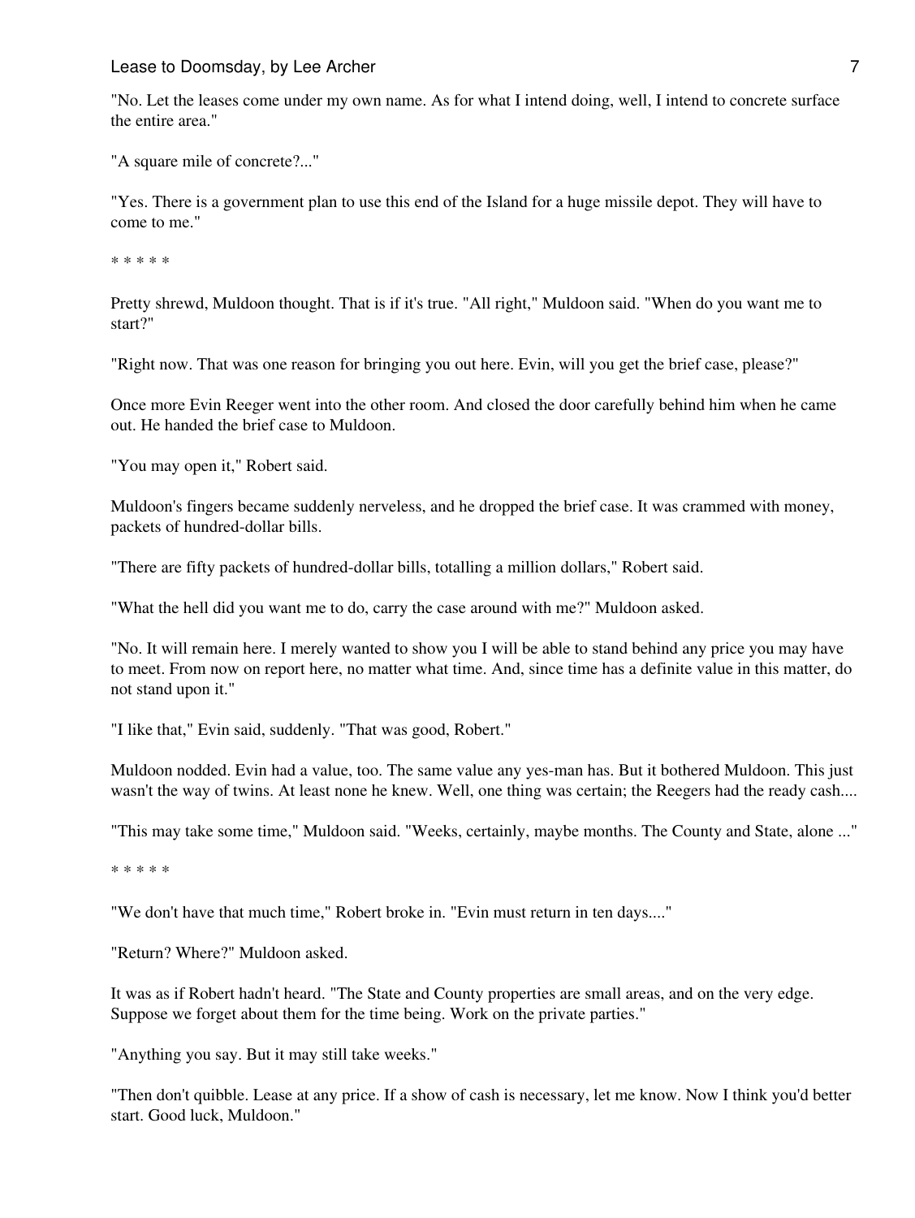"No. Let the leases come under my own name. As for what I intend doing, well, I intend to concrete surface the entire area."

"A square mile of concrete?..."

"Yes. There is a government plan to use this end of the Island for a huge missile depot. They will have to come to me."

* * * * *

Pretty shrewd, Muldoon thought. That is if it's true. "All right," Muldoon said. "When do you want me to start?"

"Right now. That was one reason for bringing you out here. Evin, will you get the brief case, please?"

Once more Evin Reeger went into the other room. And closed the door carefully behind him when he came out. He handed the brief case to Muldoon.

"You may open it," Robert said.

Muldoon's fingers became suddenly nerveless, and he dropped the brief case. It was crammed with money, packets of hundred-dollar bills.

"There are fifty packets of hundred-dollar bills, totalling a million dollars," Robert said.

"What the hell did you want me to do, carry the case around with me?" Muldoon asked.

"No. It will remain here. I merely wanted to show you I will be able to stand behind any price you may have to meet. From now on report here, no matter what time. And, since time has a definite value in this matter, do not stand upon it."

"I like that," Evin said, suddenly. "That was good, Robert."

Muldoon nodded. Evin had a value, too. The same value any yes-man has. But it bothered Muldoon. This just wasn't the way of twins. At least none he knew. Well, one thing was certain; the Reegers had the ready cash....

"This may take some time," Muldoon said. "Weeks, certainly, maybe months. The County and State, alone ..."

* * * * *

"We don't have that much time," Robert broke in. "Evin must return in ten days...."

"Return? Where?" Muldoon asked.

It was as if Robert hadn't heard. "The State and County properties are small areas, and on the very edge. Suppose we forget about them for the time being. Work on the private parties."

"Anything you say. But it may still take weeks."

"Then don't quibble. Lease at any price. If a show of cash is necessary, let me know. Now I think you'd better start. Good luck, Muldoon."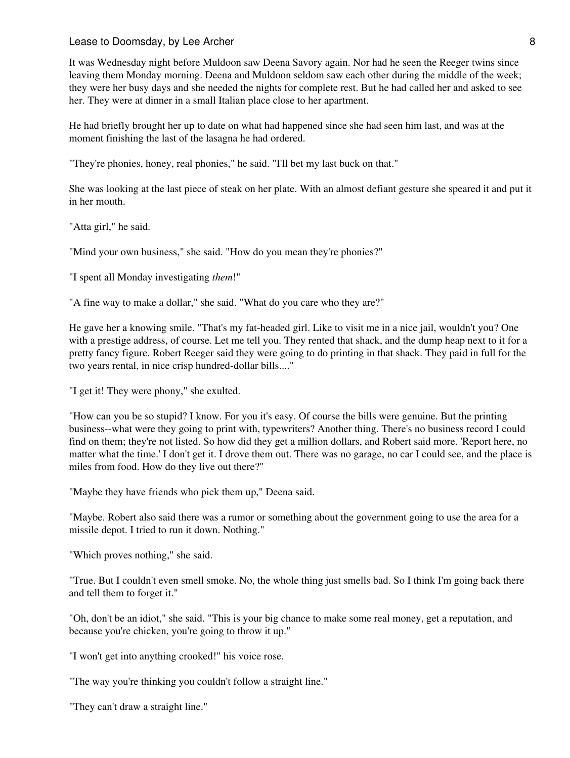It was Wednesday night before Muldoon saw Deena Savory again. Nor had he seen the Reeger twins since leaving them Monday morning. Deena and Muldoon seldom saw each other during the middle of the week; they were her busy days and she needed the nights for complete rest. But he had called her and asked to see her. They were at dinner in a small Italian place close to her apartment.

He had briefly brought her up to date on what had happened since she had seen him last, and was at the moment finishing the last of the lasagna he had ordered.

"They're phonies, honey, real phonies," he said. "I'll bet my last buck on that."

She was looking at the last piece of steak on her plate. With an almost defiant gesture she speared it and put it in her mouth.

"Atta girl," he said.

"Mind your own business," she said. "How do you mean they're phonies?"

"I spent all Monday investigating *them*!"

"A fine way to make a dollar," she said. "What do you care who they are?"

He gave her a knowing smile. "That's my fat-headed girl. Like to visit me in a nice jail, wouldn't you? One with a prestige address, of course. Let me tell you. They rented that shack, and the dump heap next to it for a pretty fancy figure. Robert Reeger said they were going to do printing in that shack. They paid in full for the two years rental, in nice crisp hundred-dollar bills...."

"I get it! They were phony," she exulted.

"How can you be so stupid? I know. For you it's easy. Of course the bills were genuine. But the printing business--what were they going to print with, typewriters? Another thing. There's no business record I could find on them; they're not listed. So how did they get a million dollars, and Robert said more. 'Report here, no matter what the time.' I don't get it. I drove them out. There was no garage, no car I could see, and the place is miles from food. How do they live out there?"

"Maybe they have friends who pick them up," Deena said.

"Maybe. Robert also said there was a rumor or something about the government going to use the area for a missile depot. I tried to run it down. Nothing."

"Which proves nothing," she said.

"True. But I couldn't even smell smoke. No, the whole thing just smells bad. So I think I'm going back there and tell them to forget it."

"Oh, don't be an idiot," she said. "This is your big chance to make some real money, get a reputation, and because you're chicken, you're going to throw it up."

"I won't get into anything crooked!" his voice rose.

"The way you're thinking you couldn't follow a straight line."

"They can't draw a straight line."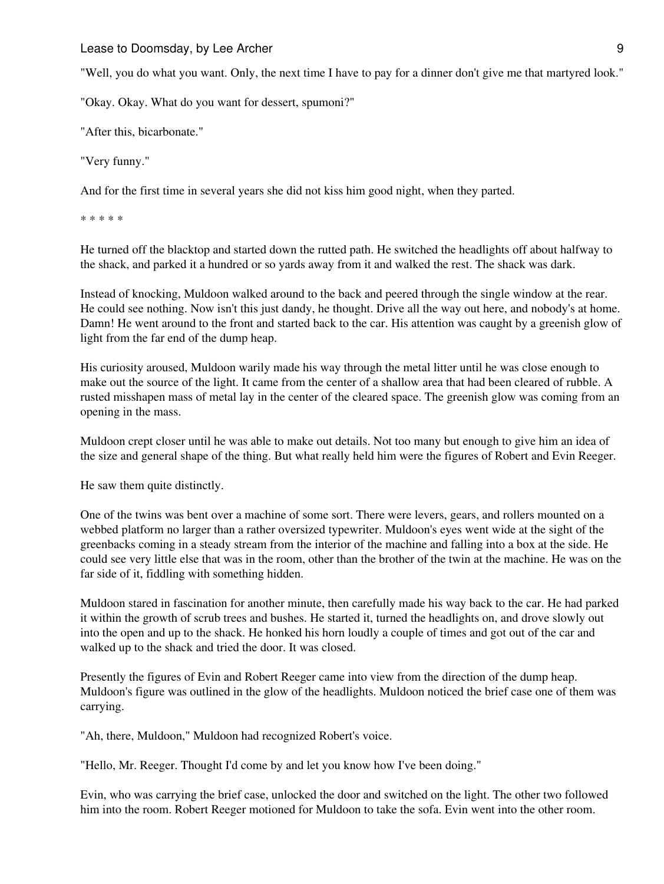"Well, you do what you want. Only, the next time I have to pay for a dinner don't give me that martyred look."

"Okay. Okay. What do you want for dessert, spumoni?"

"After this, bicarbonate."

"Very funny."

And for the first time in several years she did not kiss him good night, when they parted.

* * * * *

He turned off the blacktop and started down the rutted path. He switched the headlights off about halfway to the shack, and parked it a hundred or so yards away from it and walked the rest. The shack was dark.

Instead of knocking, Muldoon walked around to the back and peered through the single window at the rear. He could see nothing. Now isn't this just dandy, he thought. Drive all the way out here, and nobody's at home. Damn! He went around to the front and started back to the car. His attention was caught by a greenish glow of light from the far end of the dump heap.

His curiosity aroused, Muldoon warily made his way through the metal litter until he was close enough to make out the source of the light. It came from the center of a shallow area that had been cleared of rubble. A rusted misshapen mass of metal lay in the center of the cleared space. The greenish glow was coming from an opening in the mass.

Muldoon crept closer until he was able to make out details. Not too many but enough to give him an idea of the size and general shape of the thing. But what really held him were the figures of Robert and Evin Reeger.

He saw them quite distinctly.

One of the twins was bent over a machine of some sort. There were levers, gears, and rollers mounted on a webbed platform no larger than a rather oversized typewriter. Muldoon's eyes went wide at the sight of the greenbacks coming in a steady stream from the interior of the machine and falling into a box at the side. He could see very little else that was in the room, other than the brother of the twin at the machine. He was on the far side of it, fiddling with something hidden.

Muldoon stared in fascination for another minute, then carefully made his way back to the car. He had parked it within the growth of scrub trees and bushes. He started it, turned the headlights on, and drove slowly out into the open and up to the shack. He honked his horn loudly a couple of times and got out of the car and walked up to the shack and tried the door. It was closed.

Presently the figures of Evin and Robert Reeger came into view from the direction of the dump heap. Muldoon's figure was outlined in the glow of the headlights. Muldoon noticed the brief case one of them was carrying.

"Ah, there, Muldoon," Muldoon had recognized Robert's voice.

"Hello, Mr. Reeger. Thought I'd come by and let you know how I've been doing."

Evin, who was carrying the brief case, unlocked the door and switched on the light. The other two followed him into the room. Robert Reeger motioned for Muldoon to take the sofa. Evin went into the other room.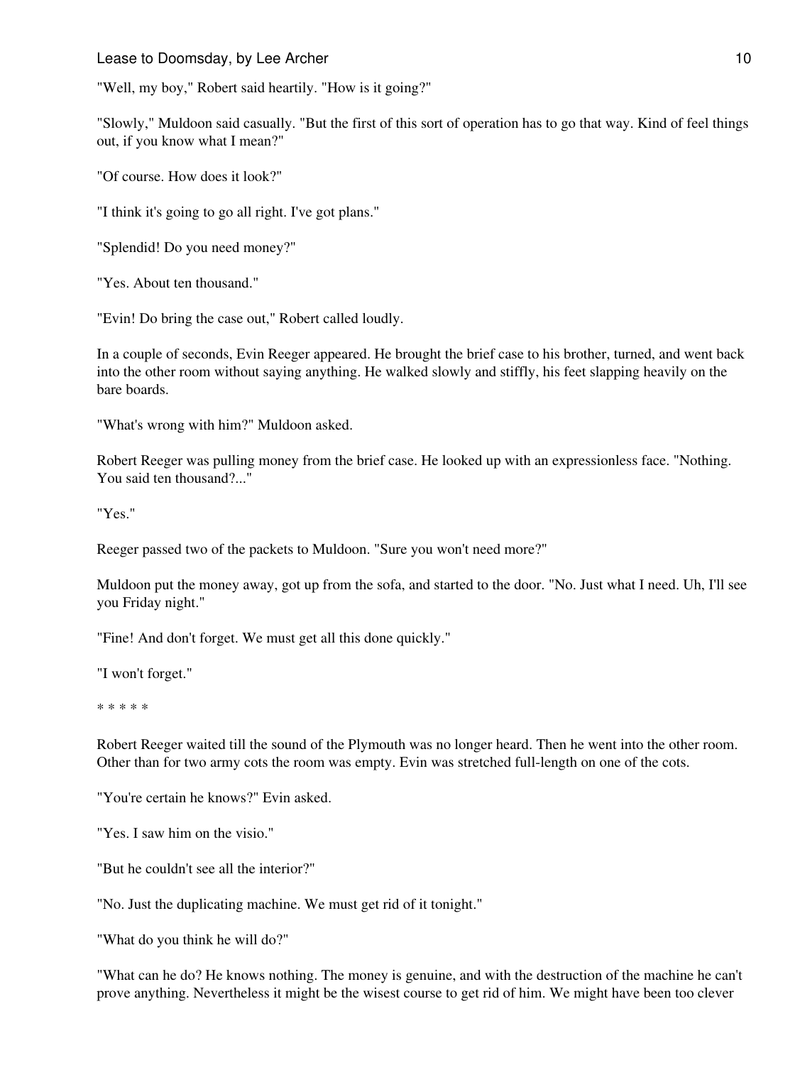"Well, my boy," Robert said heartily. "How is it going?"

"Slowly," Muldoon said casually. "But the first of this sort of operation has to go that way. Kind of feel things out, if you know what I mean?"

"Of course. How does it look?"

"I think it's going to go all right. I've got plans."

"Splendid! Do you need money?"

"Yes. About ten thousand."

"Evin! Do bring the case out," Robert called loudly.

In a couple of seconds, Evin Reeger appeared. He brought the brief case to his brother, turned, and went back into the other room without saying anything. He walked slowly and stiffly, his feet slapping heavily on the bare boards.

"What's wrong with him?" Muldoon asked.

Robert Reeger was pulling money from the brief case. He looked up with an expressionless face. "Nothing. You said ten thousand?..."

"Yes."

Reeger passed two of the packets to Muldoon. "Sure you won't need more?"

Muldoon put the money away, got up from the sofa, and started to the door. "No. Just what I need. Uh, I'll see you Friday night."

"Fine! And don't forget. We must get all this done quickly."

"I won't forget."

* * * * *

Robert Reeger waited till the sound of the Plymouth was no longer heard. Then he went into the other room. Other than for two army cots the room was empty. Evin was stretched full-length on one of the cots.

"You're certain he knows?" Evin asked.

"Yes. I saw him on the visio."

"But he couldn't see all the interior?"

"No. Just the duplicating machine. We must get rid of it tonight."

"What do you think he will do?"

"What can he do? He knows nothing. The money is genuine, and with the destruction of the machine he can't prove anything. Nevertheless it might be the wisest course to get rid of him. We might have been too clever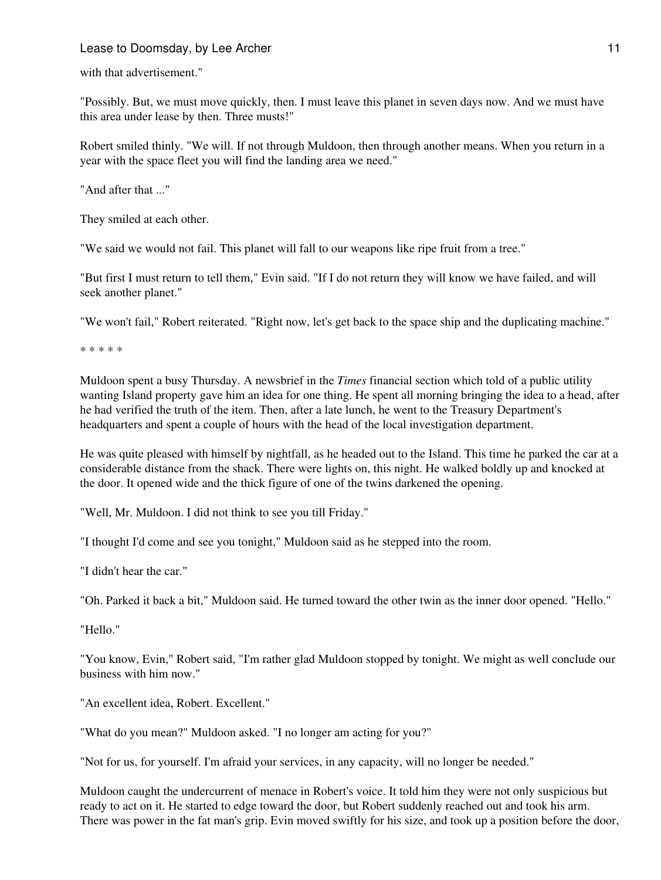with that advertisement."

"Possibly. But, we must move quickly, then. I must leave this planet in seven days now. And we must have this area under lease by then. Three musts!"

Robert smiled thinly. "We will. If not through Muldoon, then through another means. When you return in a year with the space fleet you will find the landing area we need."

"And after that ..."

They smiled at each other.

"We said we would not fail. This planet will fall to our weapons like ripe fruit from a tree."

"But first I must return to tell them," Evin said. "If I do not return they will know we have failed, and will seek another planet."

"We won't fail," Robert reiterated. "Right now, let's get back to the space ship and the duplicating machine."

* * * * *

Muldoon spent a busy Thursday. A newsbrief in the *Times* financial section which told of a public utility wanting Island property gave him an idea for one thing. He spent all morning bringing the idea to a head, after he had verified the truth of the item. Then, after a late lunch, he went to the Treasury Department's headquarters and spent a couple of hours with the head of the local investigation department.

He was quite pleased with himself by nightfall, as he headed out to the Island. This time he parked the car at a considerable distance from the shack. There were lights on, this night. He walked boldly up and knocked at the door. It opened wide and the thick figure of one of the twins darkened the opening.

"Well, Mr. Muldoon. I did not think to see you till Friday."

"I thought I'd come and see you tonight," Muldoon said as he stepped into the room.

"I didn't hear the car."

"Oh. Parked it back a bit," Muldoon said. He turned toward the other twin as the inner door opened. "Hello."

"Hello."

"You know, Evin," Robert said, "I'm rather glad Muldoon stopped by tonight. We might as well conclude our business with him now."

"An excellent idea, Robert. Excellent."

"What do you mean?" Muldoon asked. "I no longer am acting for you?"

"Not for us, for yourself. I'm afraid your services, in any capacity, will no longer be needed."

Muldoon caught the undercurrent of menace in Robert's voice. It told him they were not only suspicious but ready to act on it. He started to edge toward the door, but Robert suddenly reached out and took his arm. There was power in the fat man's grip. Evin moved swiftly for his size, and took up a position before the door,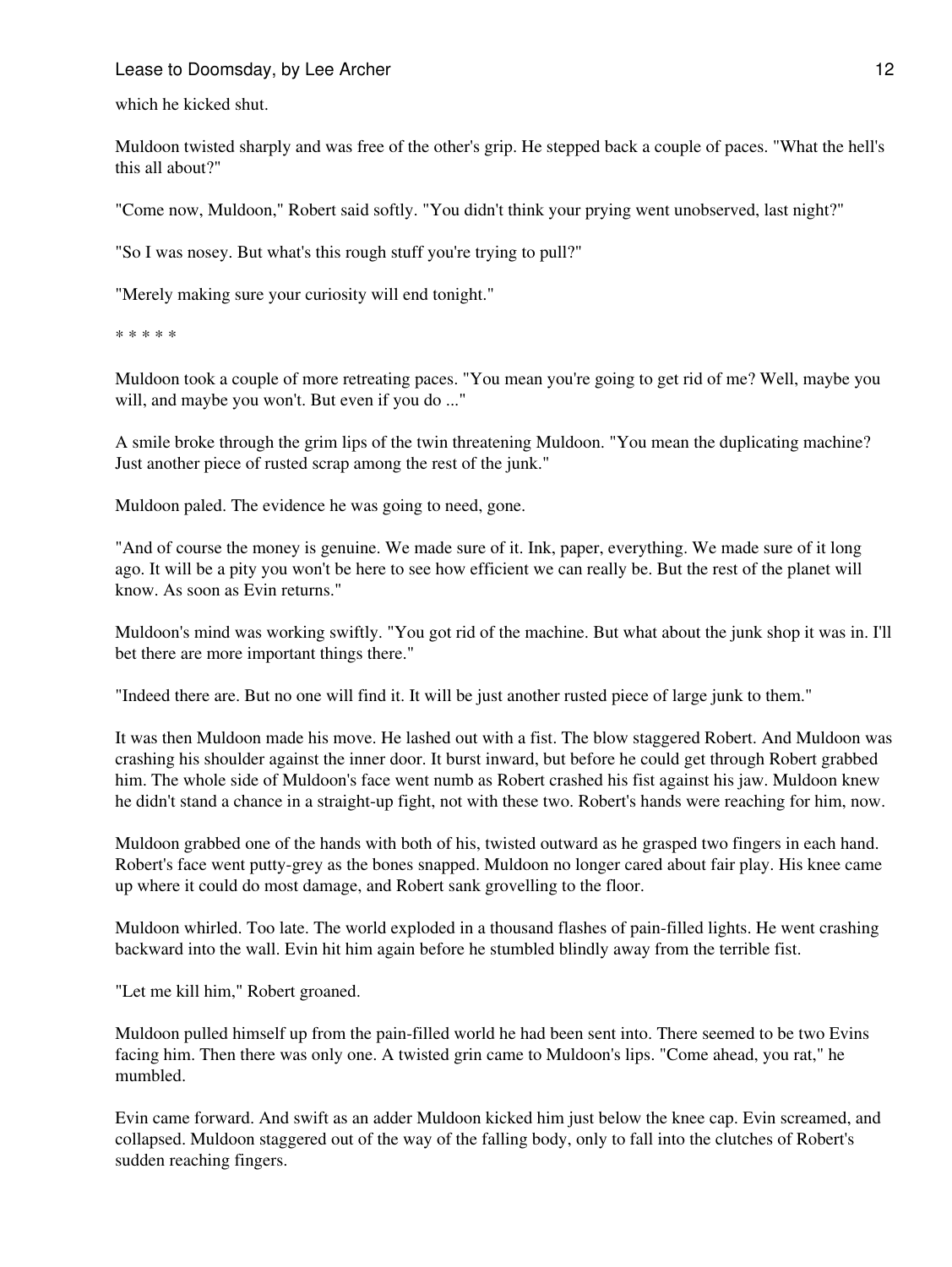which he kicked shut.

Muldoon twisted sharply and was free of the other's grip. He stepped back a couple of paces. "What the hell's this all about?"

"Come now, Muldoon," Robert said softly. "You didn't think your prying went unobserved, last night?"

"So I was nosey. But what's this rough stuff you're trying to pull?"

"Merely making sure your curiosity will end tonight."

* * * * *

Muldoon took a couple of more retreating paces. "You mean you're going to get rid of me? Well, maybe you will, and maybe you won't. But even if you do ..."

A smile broke through the grim lips of the twin threatening Muldoon. "You mean the duplicating machine? Just another piece of rusted scrap among the rest of the junk."

Muldoon paled. The evidence he was going to need, gone.

"And of course the money is genuine. We made sure of it. Ink, paper, everything. We made sure of it long ago. It will be a pity you won't be here to see how efficient we can really be. But the rest of the planet will know. As soon as Evin returns."

Muldoon's mind was working swiftly. "You got rid of the machine. But what about the junk shop it was in. I'll bet there are more important things there."

"Indeed there are. But no one will find it. It will be just another rusted piece of large junk to them."

It was then Muldoon made his move. He lashed out with a fist. The blow staggered Robert. And Muldoon was crashing his shoulder against the inner door. It burst inward, but before he could get through Robert grabbed him. The whole side of Muldoon's face went numb as Robert crashed his fist against his jaw. Muldoon knew he didn't stand a chance in a straight-up fight, not with these two. Robert's hands were reaching for him, now.

Muldoon grabbed one of the hands with both of his, twisted outward as he grasped two fingers in each hand. Robert's face went putty-grey as the bones snapped. Muldoon no longer cared about fair play. His knee came up where it could do most damage, and Robert sank grovelling to the floor.

Muldoon whirled. Too late. The world exploded in a thousand flashes of pain-filled lights. He went crashing backward into the wall. Evin hit him again before he stumbled blindly away from the terrible fist.

"Let me kill him," Robert groaned.

Muldoon pulled himself up from the pain-filled world he had been sent into. There seemed to be two Evins facing him. Then there was only one. A twisted grin came to Muldoon's lips. "Come ahead, you rat," he mumbled.

Evin came forward. And swift as an adder Muldoon kicked him just below the knee cap. Evin screamed, and collapsed. Muldoon staggered out of the way of the falling body, only to fall into the clutches of Robert's sudden reaching fingers.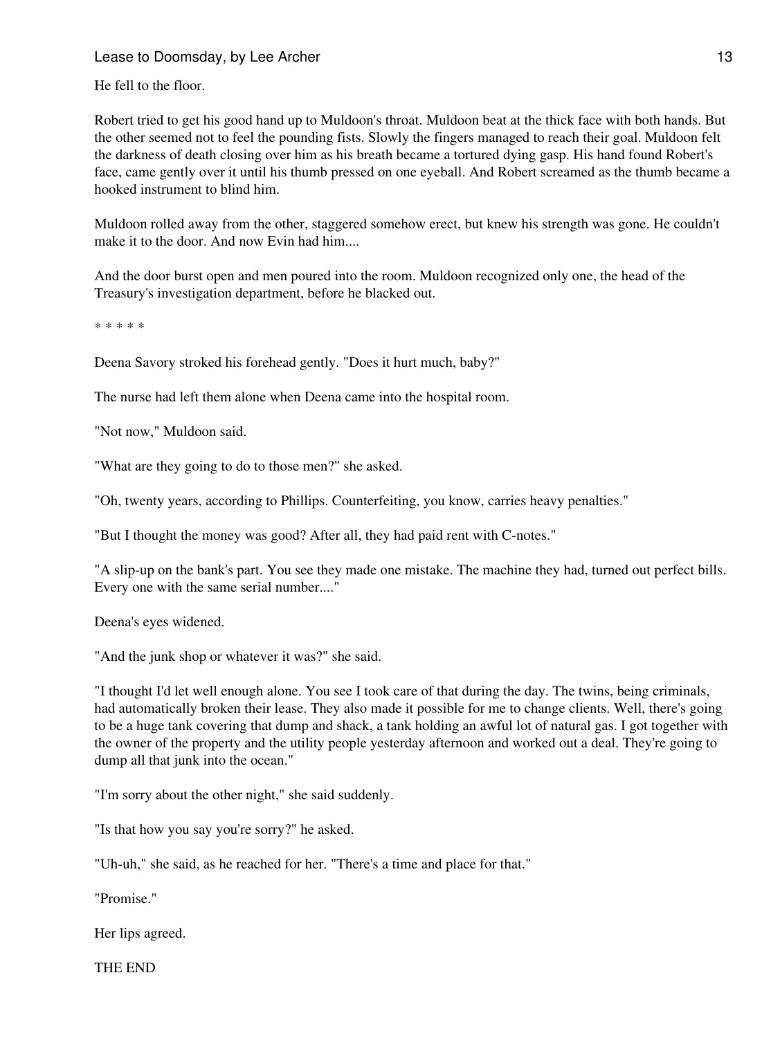He fell to the floor.

Robert tried to get his good hand up to Muldoon's throat. Muldoon beat at the thick face with both hands. But the other seemed not to feel the pounding fists. Slowly the fingers managed to reach their goal. Muldoon felt the darkness of death closing over him as his breath became a tortured dying gasp. His hand found Robert's face, came gently over it until his thumb pressed on one eyeball. And Robert screamed as the thumb became a hooked instrument to blind him.

Muldoon rolled away from the other, staggered somehow erect, but knew his strength was gone. He couldn't make it to the door. And now Evin had him....

And the door burst open and men poured into the room. Muldoon recognized only one, the head of the Treasury's investigation department, before he blacked out.

* * * * *

Deena Savory stroked his forehead gently. "Does it hurt much, baby?"

The nurse had left them alone when Deena came into the hospital room.

"Not now," Muldoon said.

"What are they going to do to those men?" she asked.

"Oh, twenty years, according to Phillips. Counterfeiting, you know, carries heavy penalties."

"But I thought the money was good? After all, they had paid rent with C-notes."

"A slip-up on the bank's part. You see they made one mistake. The machine they had, turned out perfect bills. Every one with the same serial number...."

Deena's eyes widened.

"And the junk shop or whatever it was?" she said.

"I thought I'd let well enough alone. You see I took care of that during the day. The twins, being criminals, had automatically broken their lease. They also made it possible for me to change clients. Well, there's going to be a huge tank covering that dump and shack, a tank holding an awful lot of natural gas. I got together with the owner of the property and the utility people yesterday afternoon and worked out a deal. They're going to dump all that junk into the ocean."

"I'm sorry about the other night," she said suddenly.

"Is that how you say you're sorry?" he asked.

"Uh-uh," she said, as he reached for her. "There's a time and place for that."

"Promise."

Her lips agreed.

THE END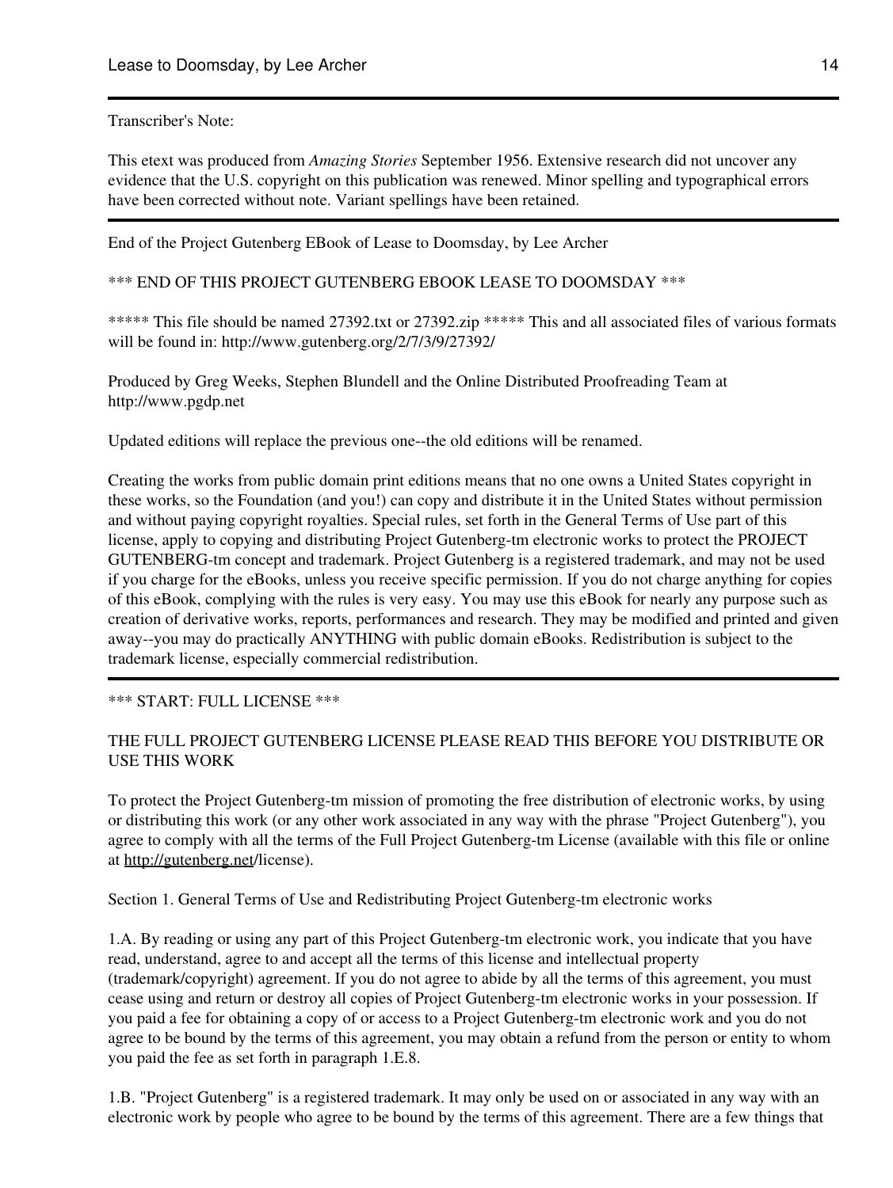---

Transcriber's Note:

This etext was produced from *Amazing Stories* September 1956. Extensive research did not uncover any evidence that the U.S. copyright on this publication was renewed. Minor spelling and typographical errors have been corrected without note. Variant spellings have been retained.

---

End of the Project Gutenberg EBook of Lease to Doomsday, by Lee Archer

*** END OF THIS PROJECT GUTENBERG EBOOK LEASE TO DOOMSDAY ***

***** This file should be named 27392.txt or 27392.zip ***** This and all associated files of various formats will be found in: http://www.gutenberg.org/2/7/3/9/27392/

Produced by Greg Weeks, Stephen Blundell and the Online Distributed Proofreading Team at http://www.pgdp.net

Updated editions will replace the previous one--the old editions will be renamed.

Creating the works from public domain print editions means that no one owns a United States copyright in these works, so the Foundation (and you!) can copy and distribute it in the United States without permission and without paying copyright royalties. Special rules, set forth in the General Terms of Use part of this license, apply to copying and distributing Project Gutenberg-tm electronic works to protect the PROJECT GUTENBERG-tm concept and trademark. Project Gutenberg is a registered trademark, and may not be used if you charge for the eBooks, unless you receive specific permission. If you do not charge anything for copies of this eBook, complying with the rules is very easy. You may use this eBook for nearly any purpose such as creation of derivative works, reports, performances and research. They may be modified and printed and given away--you may do practically ANYTHING with public domain eBooks. Redistribution is subject to the trademark license, especially commercial redistribution.

---

*** START: FULL LICENSE ***

THE FULL PROJECT GUTENBERG LICENSE PLEASE READ THIS BEFORE YOU DISTRIBUTE OR USE THIS WORK

To protect the Project Gutenberg-tm mission of promoting the free distribution of electronic works, by using or distributing this work (or any other work associated in any way with the phrase "Project Gutenberg"), you agree to comply with all the terms of the Full Project Gutenberg-tm License (available with this file or online at http://gutenberg.net/license).

Section 1. General Terms of Use and Redistributing Project Gutenberg-tm electronic works

1.A. By reading or using any part of this Project Gutenberg-tm electronic work, you indicate that you have read, understand, agree to and accept all the terms of this license and intellectual property (trademark/copyright) agreement. If you do not agree to abide by all the terms of this agreement, you must cease using and return or destroy all copies of Project Gutenberg-tm electronic works in your possession. If you paid a fee for obtaining a copy of or access to a Project Gutenberg-tm electronic work and you do not agree to be bound by the terms of this agreement, you may obtain a refund from the person or entity to whom you paid the fee as set forth in paragraph 1.E.8.

1.B. "Project Gutenberg" is a registered trademark. It may only be used on or associated in any way with an electronic work by people who agree to be bound by the terms of this agreement. There are a few things that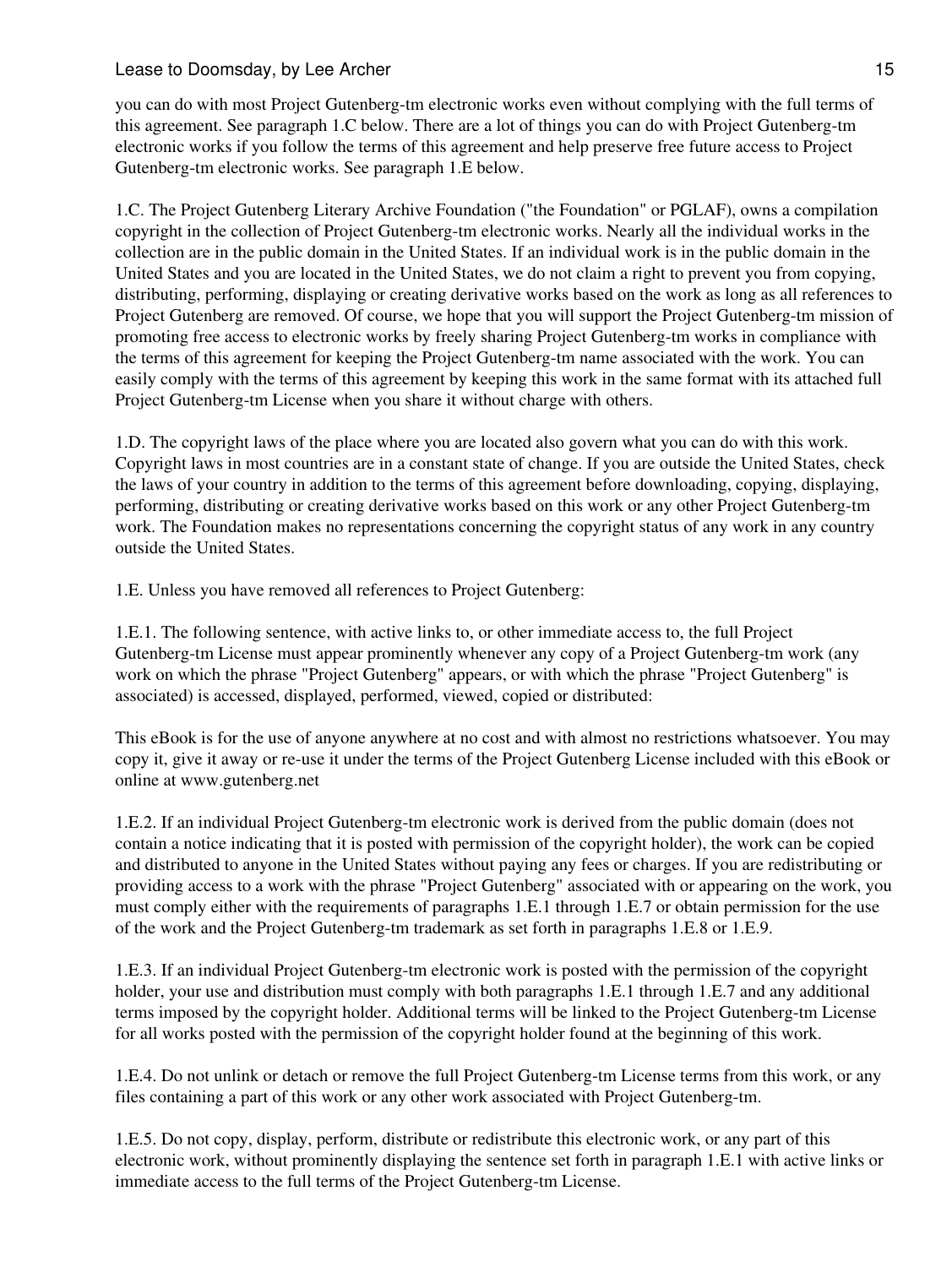you can do with most Project Gutenberg-tm electronic works even without complying with the full terms of this agreement. See paragraph 1.C below. There are a lot of things you can do with Project Gutenberg-tm electronic works if you follow the terms of this agreement and help preserve free future access to Project Gutenberg-tm electronic works. See paragraph 1.E below.

1.C. The Project Gutenberg Literary Archive Foundation ("the Foundation" or PGLAF), owns a compilation copyright in the collection of Project Gutenberg-tm electronic works. Nearly all the individual works in the collection are in the public domain in the United States. If an individual work is in the public domain in the United States and you are located in the United States, we do not claim a right to prevent you from copying, distributing, performing, displaying or creating derivative works based on the work as long as all references to Project Gutenberg are removed. Of course, we hope that you will support the Project Gutenberg-tm mission of promoting free access to electronic works by freely sharing Project Gutenberg-tm works in compliance with the terms of this agreement for keeping the Project Gutenberg-tm name associated with the work. You can easily comply with the terms of this agreement by keeping this work in the same format with its attached full Project Gutenberg-tm License when you share it without charge with others.

1.D. The copyright laws of the place where you are located also govern what you can do with this work. Copyright laws in most countries are in a constant state of change. If you are outside the United States, check the laws of your country in addition to the terms of this agreement before downloading, copying, displaying, performing, distributing or creating derivative works based on this work or any other Project Gutenberg-tm work. The Foundation makes no representations concerning the copyright status of any work in any country outside the United States.

1.E. Unless you have removed all references to Project Gutenberg:

1.E.1. The following sentence, with active links to, or other immediate access to, the full Project Gutenberg-tm License must appear prominently whenever any copy of a Project Gutenberg-tm work (any work on which the phrase "Project Gutenberg" appears, or with which the phrase "Project Gutenberg" is associated) is accessed, displayed, performed, viewed, copied or distributed:

This eBook is for the use of anyone anywhere at no cost and with almost no restrictions whatsoever. You may copy it, give it away or re-use it under the terms of the Project Gutenberg License included with this eBook or online at www.gutenberg.net

1.E.2. If an individual Project Gutenberg-tm electronic work is derived from the public domain (does not contain a notice indicating that it is posted with permission of the copyright holder), the work can be copied and distributed to anyone in the United States without paying any fees or charges. If you are redistributing or providing access to a work with the phrase "Project Gutenberg" associated with or appearing on the work, you must comply either with the requirements of paragraphs 1.E.1 through 1.E.7 or obtain permission for the use of the work and the Project Gutenberg-tm trademark as set forth in paragraphs 1.E.8 or 1.E.9.

1.E.3. If an individual Project Gutenberg-tm electronic work is posted with the permission of the copyright holder, your use and distribution must comply with both paragraphs 1.E.1 through 1.E.7 and any additional terms imposed by the copyright holder. Additional terms will be linked to the Project Gutenberg-tm License for all works posted with the permission of the copyright holder found at the beginning of this work.

1.E.4. Do not unlink or detach or remove the full Project Gutenberg-tm License terms from this work, or any files containing a part of this work or any other work associated with Project Gutenberg-tm.

1.E.5. Do not copy, display, perform, distribute or redistribute this electronic work, or any part of this electronic work, without prominently displaying the sentence set forth in paragraph 1.E.1 with active links or immediate access to the full terms of the Project Gutenberg-tm License.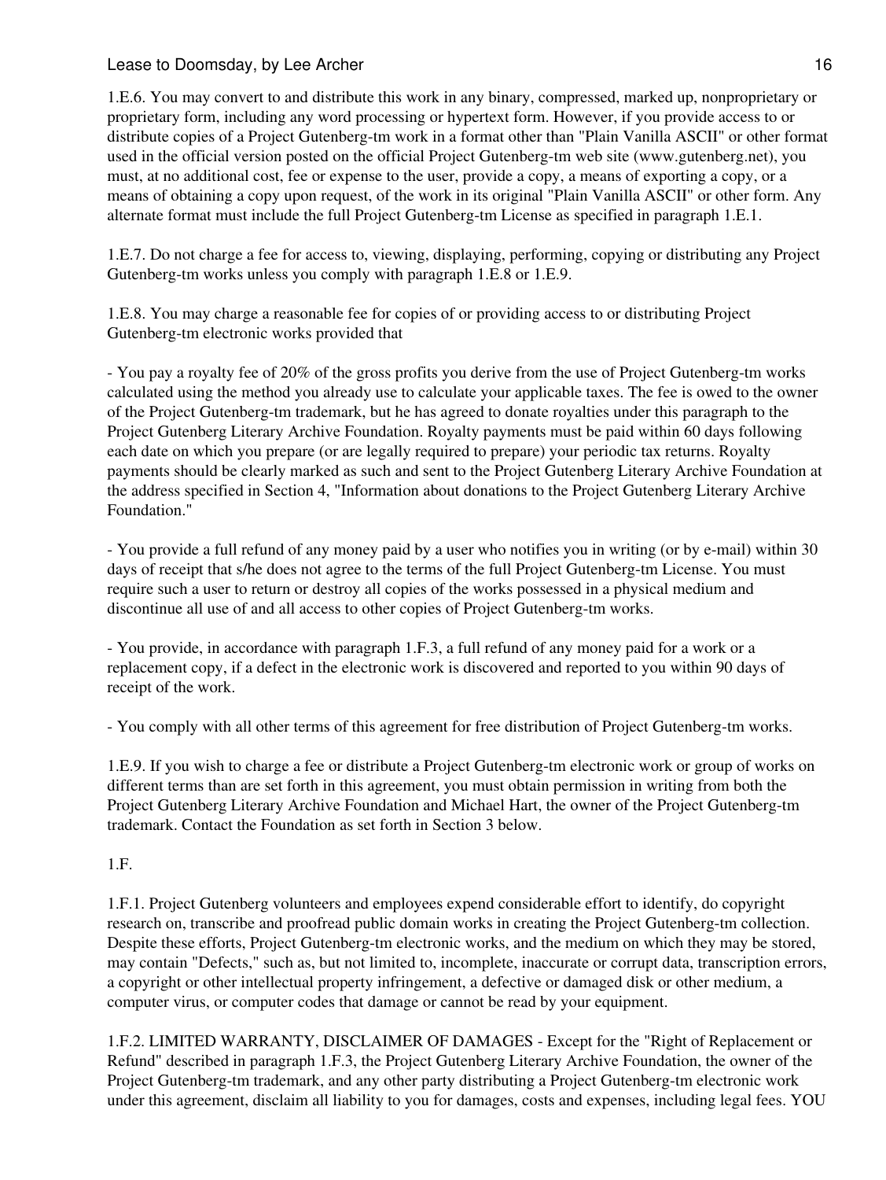1.E.6. You may convert to and distribute this work in any binary, compressed, marked up, nonproprietary or proprietary form, including any word processing or hypertext form. However, if you provide access to or distribute copies of a Project Gutenberg-tm work in a format other than "Plain Vanilla ASCII" or other format used in the official version posted on the official Project Gutenberg-tm web site (www.gutenberg.net), you must, at no additional cost, fee or expense to the user, provide a copy, a means of exporting a copy, or a means of obtaining a copy upon request, of the work in its original "Plain Vanilla ASCII" or other form. Any alternate format must include the full Project Gutenberg-tm License as specified in paragraph 1.E.1.

1.E.7. Do not charge a fee for access to, viewing, displaying, performing, copying or distributing any Project Gutenberg-tm works unless you comply with paragraph 1.E.8 or 1.E.9.

1.E.8. You may charge a reasonable fee for copies of or providing access to or distributing Project Gutenberg-tm electronic works provided that

- You pay a royalty fee of 20% of the gross profits you derive from the use of Project Gutenberg-tm works calculated using the method you already use to calculate your applicable taxes. The fee is owed to the owner of the Project Gutenberg-tm trademark, but he has agreed to donate royalties under this paragraph to the Project Gutenberg Literary Archive Foundation. Royalty payments must be paid within 60 days following each date on which you prepare (or are legally required to prepare) your periodic tax returns. Royalty payments should be clearly marked as such and sent to the Project Gutenberg Literary Archive Foundation at the address specified in Section 4, "Information about donations to the Project Gutenberg Literary Archive Foundation."

- You provide a full refund of any money paid by a user who notifies you in writing (or by e-mail) within 30 days of receipt that s/he does not agree to the terms of the full Project Gutenberg-tm License. You must require such a user to return or destroy all copies of the works possessed in a physical medium and discontinue all use of and all access to other copies of Project Gutenberg-tm works.

- You provide, in accordance with paragraph 1.F.3, a full refund of any money paid for a work or a replacement copy, if a defect in the electronic work is discovered and reported to you within 90 days of receipt of the work.

- You comply with all other terms of this agreement for free distribution of Project Gutenberg-tm works.

1.E.9. If you wish to charge a fee or distribute a Project Gutenberg-tm electronic work or group of works on different terms than are set forth in this agreement, you must obtain permission in writing from both the Project Gutenberg Literary Archive Foundation and Michael Hart, the owner of the Project Gutenberg-tm trademark. Contact the Foundation as set forth in Section 3 below.

1.F.

1.F.1. Project Gutenberg volunteers and employees expend considerable effort to identify, do copyright research on, transcribe and proofread public domain works in creating the Project Gutenberg-tm collection. Despite these efforts, Project Gutenberg-tm electronic works, and the medium on which they may be stored, may contain "Defects," such as, but not limited to, incomplete, inaccurate or corrupt data, transcription errors, a copyright or other intellectual property infringement, a defective or damaged disk or other medium, a computer virus, or computer codes that damage or cannot be read by your equipment.

1.F.2. LIMITED WARRANTY, DISCLAIMER OF DAMAGES - Except for the "Right of Replacement or Refund" described in paragraph 1.F.3, the Project Gutenberg Literary Archive Foundation, the owner of the Project Gutenberg-tm trademark, and any other party distributing a Project Gutenberg-tm electronic work under this agreement, disclaim all liability to you for damages, costs and expenses, including legal fees. YOU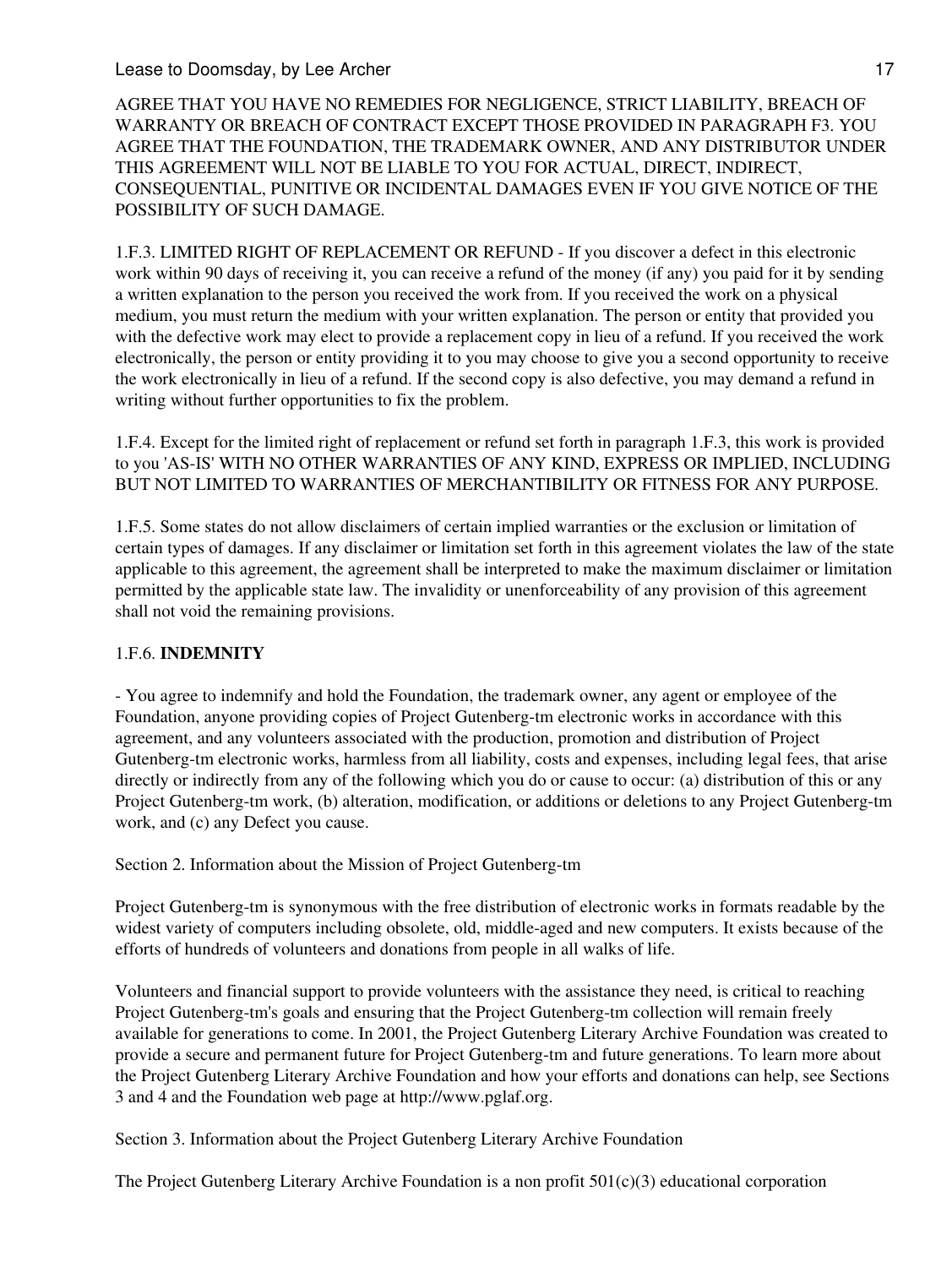AGREE THAT YOU HAVE NO REMEDIES FOR NEGLIGENCE, STRICT LIABILITY, BREACH OF WARRANTY OR BREACH OF CONTRACT EXCEPT THOSE PROVIDED IN PARAGRAPH F3. YOU AGREE THAT THE FOUNDATION, THE TRADEMARK OWNER, AND ANY DISTRIBUTOR UNDER THIS AGREEMENT WILL NOT BE LIABLE TO YOU FOR ACTUAL, DIRECT, INDIRECT, CONSEQUENTIAL, PUNITIVE OR INCIDENTAL DAMAGES EVEN IF YOU GIVE NOTICE OF THE POSSIBILITY OF SUCH DAMAGE.

1.F.3. LIMITED RIGHT OF REPLACEMENT OR REFUND - If you discover a defect in this electronic work within 90 days of receiving it, you can receive a refund of the money (if any) you paid for it by sending a written explanation to the person you received the work from. If you received the work on a physical medium, you must return the medium with your written explanation. The person or entity that provided you with the defective work may elect to provide a replacement copy in lieu of a refund. If you received the work electronically, the person or entity providing it to you may choose to give you a second opportunity to receive the work electronically in lieu of a refund. If the second copy is also defective, you may demand a refund in writing without further opportunities to fix the problem.

1.F.4. Except for the limited right of replacement or refund set forth in paragraph 1.F.3, this work is provided to you 'AS-IS' WITH NO OTHER WARRANTIES OF ANY KIND, EXPRESS OR IMPLIED, INCLUDING BUT NOT LIMITED TO WARRANTIES OF MERCHANTIBILITY OR FITNESS FOR ANY PURPOSE.

1.F.5. Some states do not allow disclaimers of certain implied warranties or the exclusion or limitation of certain types of damages. If any disclaimer or limitation set forth in this agreement violates the law of the state applicable to this agreement, the agreement shall be interpreted to make the maximum disclaimer or limitation permitted by the applicable state law. The invalidity or unenforceability of any provision of this agreement shall not void the remaining provisions.

1.F.6. **INDEMNITY**

- You agree to indemnify and hold the Foundation, the trademark owner, any agent or employee of the Foundation, anyone providing copies of Project Gutenberg-tm electronic works in accordance with this agreement, and any volunteers associated with the production, promotion and distribution of Project Gutenberg-tm electronic works, harmless from all liability, costs and expenses, including legal fees, that arise directly or indirectly from any of the following which you do or cause to occur: (a) distribution of this or any Project Gutenberg-tm work, (b) alteration, modification, or additions or deletions to any Project Gutenberg-tm work, and (c) any Defect you cause.

Section 2. Information about the Mission of Project Gutenberg-tm

Project Gutenberg-tm is synonymous with the free distribution of electronic works in formats readable by the widest variety of computers including obsolete, old, middle-aged and new computers. It exists because of the efforts of hundreds of volunteers and donations from people in all walks of life.

Volunteers and financial support to provide volunteers with the assistance they need, is critical to reaching Project Gutenberg-tm's goals and ensuring that the Project Gutenberg-tm collection will remain freely available for generations to come. In 2001, the Project Gutenberg Literary Archive Foundation was created to provide a secure and permanent future for Project Gutenberg-tm and future generations. To learn more about the Project Gutenberg Literary Archive Foundation and how your efforts and donations can help, see Sections 3 and 4 and the Foundation web page at http://www.pglaf.org.

Section 3. Information about the Project Gutenberg Literary Archive Foundation

The Project Gutenberg Literary Archive Foundation is a non profit 501(c)(3) educational corporation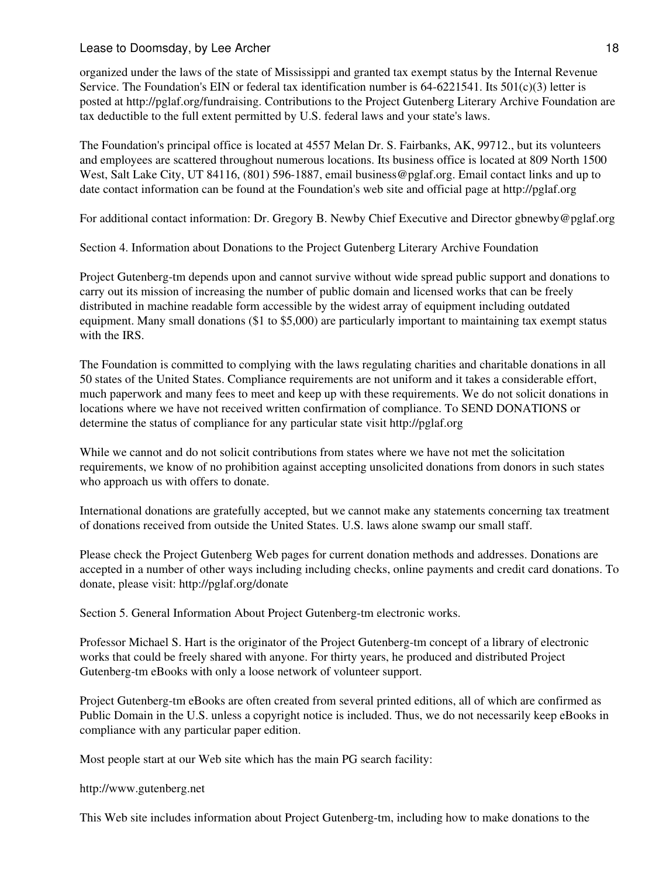organized under the laws of the state of Mississippi and granted tax exempt status by the Internal Revenue Service. The Foundation's EIN or federal tax identification number is 64-6221541. Its 501(c)(3) letter is posted at http://pglaf.org/fundraising. Contributions to the Project Gutenberg Literary Archive Foundation are tax deductible to the full extent permitted by U.S. federal laws and your state's laws.

The Foundation's principal office is located at 4557 Melan Dr. S. Fairbanks, AK, 99712., but its volunteers and employees are scattered throughout numerous locations. Its business office is located at 809 North 1500 West, Salt Lake City, UT 84116, (801) 596-1887, email business@pglaf.org. Email contact links and up to date contact information can be found at the Foundation's web site and official page at http://pglaf.org

For additional contact information: Dr. Gregory B. Newby Chief Executive and Director gbnewby@pglaf.org

Section 4. Information about Donations to the Project Gutenberg Literary Archive Foundation

Project Gutenberg-tm depends upon and cannot survive without wide spread public support and donations to carry out its mission of increasing the number of public domain and licensed works that can be freely distributed in machine readable form accessible by the widest array of equipment including outdated equipment. Many small donations ($1 to $5,000) are particularly important to maintaining tax exempt status with the IRS.

The Foundation is committed to complying with the laws regulating charities and charitable donations in all 50 states of the United States. Compliance requirements are not uniform and it takes a considerable effort, much paperwork and many fees to meet and keep up with these requirements. We do not solicit donations in locations where we have not received written confirmation of compliance. To SEND DONATIONS or determine the status of compliance for any particular state visit http://pglaf.org

While we cannot and do not solicit contributions from states where we have not met the solicitation requirements, we know of no prohibition against accepting unsolicited donations from donors in such states who approach us with offers to donate.

International donations are gratefully accepted, but we cannot make any statements concerning tax treatment of donations received from outside the United States. U.S. laws alone swamp our small staff.

Please check the Project Gutenberg Web pages for current donation methods and addresses. Donations are accepted in a number of other ways including including checks, online payments and credit card donations. To donate, please visit: http://pglaf.org/donate

Section 5. General Information About Project Gutenberg-tm electronic works.

Professor Michael S. Hart is the originator of the Project Gutenberg-tm concept of a library of electronic works that could be freely shared with anyone. For thirty years, he produced and distributed Project Gutenberg-tm eBooks with only a loose network of volunteer support.

Project Gutenberg-tm eBooks are often created from several printed editions, all of which are confirmed as Public Domain in the U.S. unless a copyright notice is included. Thus, we do not necessarily keep eBooks in compliance with any particular paper edition.

Most people start at our Web site which has the main PG search facility:

http://www.gutenberg.net

This Web site includes information about Project Gutenberg-tm, including how to make donations to the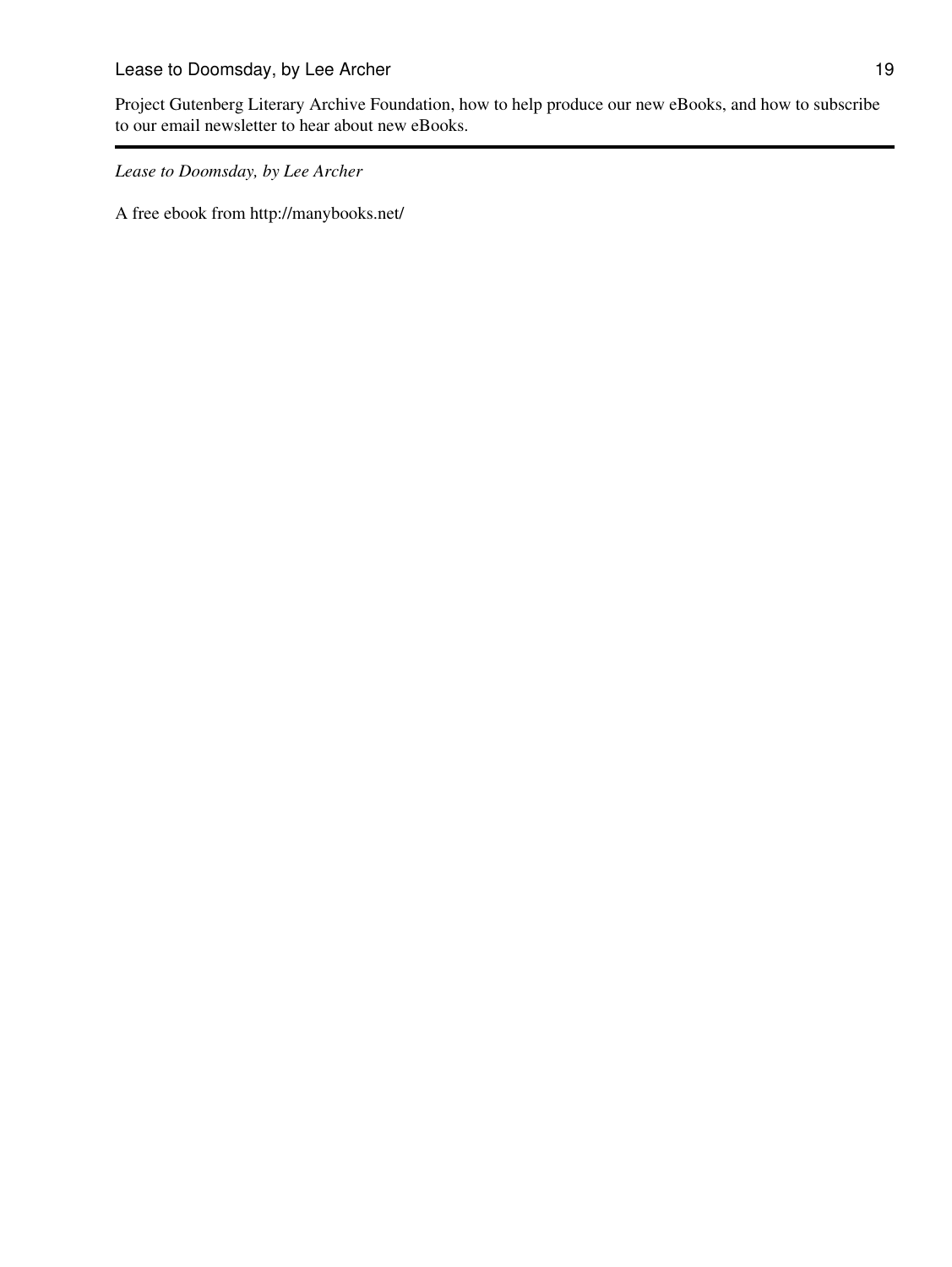Project Gutenberg Literary Archive Foundation, how to help produce our new eBooks, and how to subscribe to our email newsletter to hear about new eBooks.

---

*Lease to Doomsday, by Lee Archer*

A free ebook from http://manybooks.net/